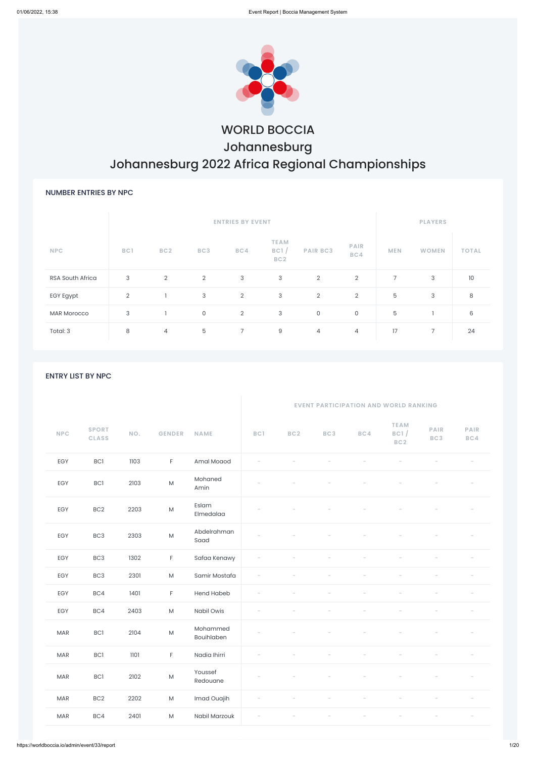# WORLD BOCCIA

## Johannesburg

## Johannesburg 2022 Africa Regional Championships

### NUMBER ENTRIES BY NPC

| NPC | ENTRIES BY EVENT | | | | | | | PLAYERS | | |
|---|---|---|---|---|---|---|---|---|---|---|
| | BC1 | BC2 | BC3 | BC4 | TEAM BC1 / BC2 | PAIR BC3 | PAIR BC4 | MEN | WOMEN | TOTAL |
| RSA South Africa | 3 | 2 | 2 | 3 | 3 | 2 | 2 | 7 | 3 | 10 |
| EGY Egypt | 2 | 1 | 3 | 2 | 3 | 2 | 2 | 5 | 3 | 8 |
| MAR Morocco | 3 | 1 | 0 | 2 | 3 | 0 | 0 | 5 | 1 | 6 |
| Total: 3 | 8 | 4 | 5 | 7 | 9 | 4 | 4 | 17 | 7 | 24 |

### ENTRY LIST BY NPC

| NPC | SPORT CLASS | NO. | GENDER | NAME | EVENT PARTICIPATION AND WORLD RANKING | | | | | | |
|---|---|---|---|---|---|---|---|---|---|---|---|
| | | | | | BC1 | BC2 | BC3 | BC4 | TEAM BC1 / BC2 | PAIR BC3 | PAIR BC4 |
| EGY | BC1 | 1103 | F | Amal Moaod | - | - | - | - | - | - | - |
| EGY | BC1 | 2103 | M | Mohaned Amin | - | - | - | - | - | - | - |
| EGY | BC2 | 2203 | M | Eslam Elmedalaa | - | - | - | - | - | - | - |
| EGY | BC3 | 2303 | M | Abdelrahman Saad | - | - | - | - | - | - | - |
| EGY | BC3 | 1302 | F | Safaa Kenawy | - | - | - | - | - | - | - |
| EGY | BC3 | 2301 | M | Samir Mostafa | - | - | - | - | - | - | - |
| EGY | BC4 | 1401 | F | Hend Habeb | - | - | - | - | - | - | - |
| EGY | BC4 | 2403 | M | Nabil Owis | - | - | - | - | - | - | - |
| MAR | BC1 | 2104 | M | Mohammed Bouihlaben | - | - | - | - | - | - | - |
| MAR | BC1 | 1101 | F | Nadia Ihirri | - | - | - | - | - | - | - |
| MAR | BC1 | 2102 | M | Youssef Redouane | - | - | - | - | - | - | - |
| MAR | BC2 | 2202 | M | Imad Ouajih | - | - | - | - | - | - | - |
| MAR | BC4 | 2401 | M | Nabil Marzouk | - | - | - | - | - | - | - |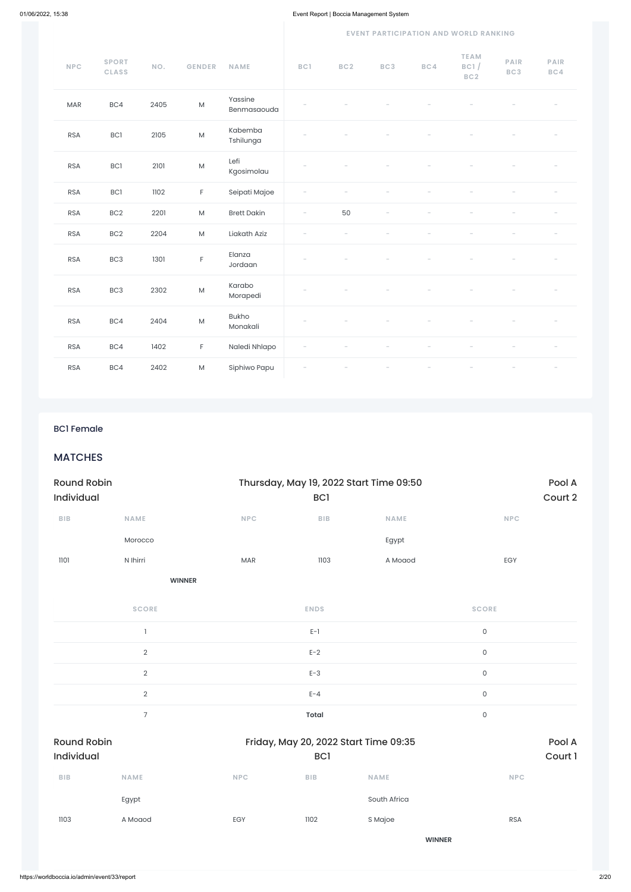| NPC | SPORT CLASS | NO. | GENDER | NAME | EVENT PARTICIPATION AND WORLD RANKING | | | | | | |
|---|---|---|---|---|---|---|---|---|---|---|---|
| | | | | | BC1 | BC2 | BC3 | BC4 | TEAM BC1 / BC2 | PAIR BC3 | PAIR BC4 |
| MAR | BC4 | 2405 | M | Yassine Benmasaouda | - | - | - | - | - | - | - |
| RSA | BC1 | 2105 | M | Kabemba Tshilunga | - | - | - | - | - | - | - |
| RSA | BC1 | 2101 | M | Lefi Kgosimolau | - | - | - | - | - | - | - |
| RSA | BC1 | 1102 | F | Seipati Majoe | - | - | - | - | - | - | - |
| RSA | BC2 | 2201 | M | Brett Dakin | - | 50 | - | - | - | - | - |
| RSA | BC2 | 2204 | M | Liakath Aziz | - | - | - | - | - | - | - |
| RSA | BC3 | 1301 | F | Elanza Jordaan | - | - | - | - | - | - | - |
| RSA | BC3 | 2302 | M | Karabo Morapedi | - | - | - | - | - | - | - |
| RSA | BC4 | 2404 | M | Bukho Monakali | - | - | - | - | - | - | - |
| RSA | BC4 | 1402 | F | Naledi Nhlapo | - | - | - | - | - | - | - |
| RSA | BC4 | 2402 | M | Siphiwo Papu | - | - | - | - | - | - | - |

### BC1 Female

## MATCHES

**Round Robin Individual** — Thursday, May 19, 2022 Start Time 09:50 — BC1 — Pool A, Court 2

| BIB | NAME | NPC | BIB | NAME | NPC |
|---|---|---|---|---|---|
| | Morocco | | | Egypt | |
| 1101 | N Ihirri | MAR | 1103 | A Moaod | EGY |
| | **WINNER** | | | | |

| SCORE | ENDS | SCORE |
|---|---|---|
| 1 | E-1 | 0 |
| 2 | E-2 | 0 |
| 2 | E-3 | 0 |
| 2 | E-4 | 0 |
| 7 | **Total** | 0 |

**Round Robin Individual** — Friday, May 20, 2022 Start Time 09:35 — BC1 — Pool A, Court 1

| BIB | NAME | NPC | BIB | NAME | NPC |
|---|---|---|---|---|---|
| | Egypt | | | South Africa | |
| 1103 | A Moaod | EGY | 1102 | S Majoe | RSA |
| | | | | **WINNER** | |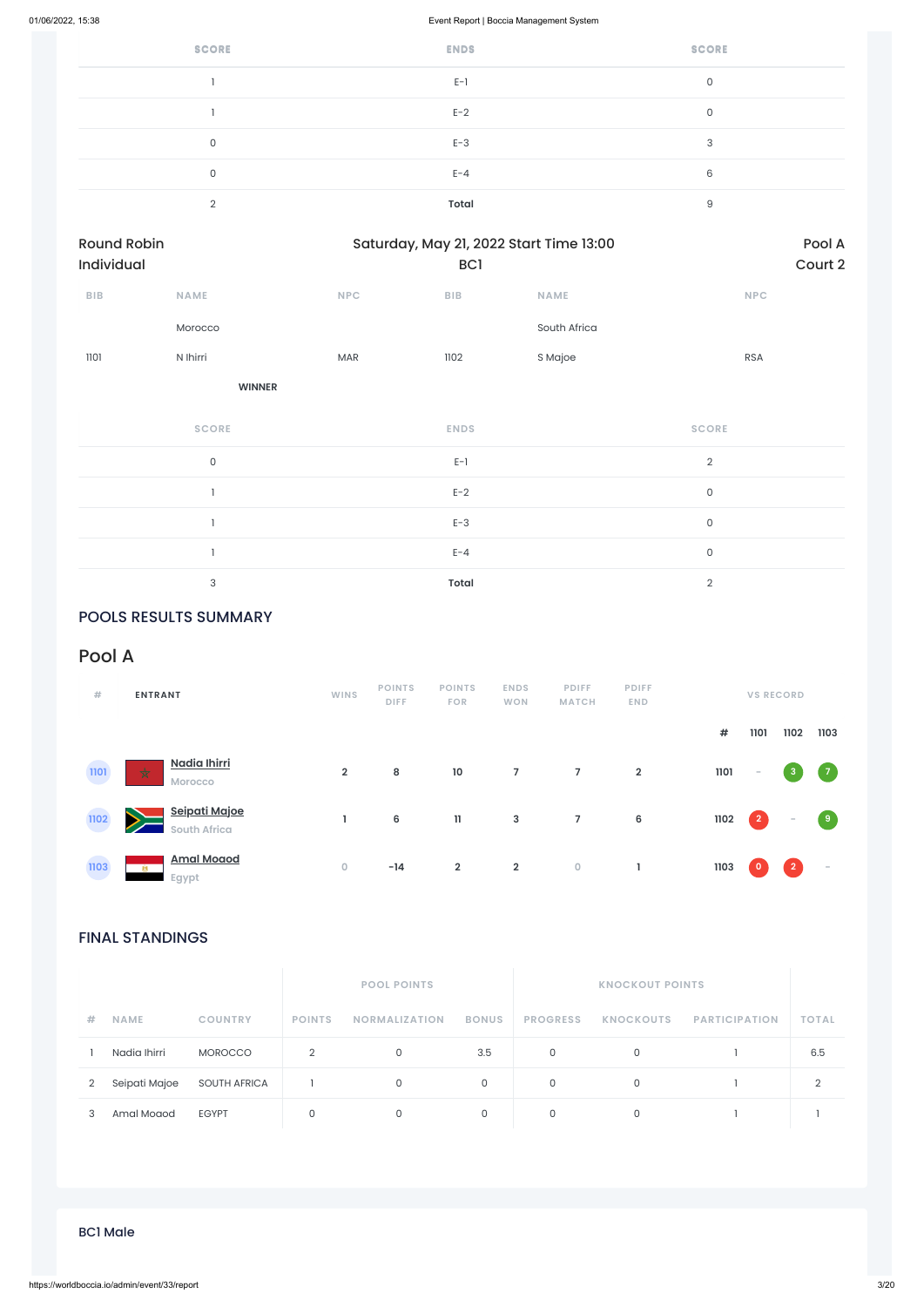| SCORE | ENDS | SCORE |
|---|---|---|
| 1 | E-1 | 0 |
| 1 | E-2 | 0 |
| 0 | E-3 | 3 |
| 0 | E-4 | 6 |
| 2 | **Total** | 9 |

Round Robin Individual | Saturday, May 21, 2022 Start Time 13:00 BC1 | Pool A Court 2

| BIB | NAME | NPC | BIB | NAME | NPC |
|---|---|---|---|---|---|
| | Morocco | | | South Africa | |
| 1101 | N Ihirri | MAR | 1102 | S Majoe | RSA |
| | **WINNER** | | | | |

| SCORE | ENDS | SCORE |
|---|---|---|
| 0 | E-1 | 2 |
| 1 | E-2 | 0 |
| 1 | E-3 | 0 |
| 1 | E-4 | 0 |
| 3 | **Total** | 2 |

## POOLS RESULTS SUMMARY

## Pool A

| # | ENTRANT | WINS | POINTS DIFF | POINTS FOR | ENDS WON | PDIFF MATCH | PDIFF END | VS RECORD # | 1101 | 1102 | 1103 |
|---|---|---|---|---|---|---|---|---|---|---|---|
| 1101 | Nadia Ihirri<br>Morocco | 2 | 8 | 10 | 7 | 7 | 2 | 1101 | - | 3 | 7 |
| 1102 | Seipati Majoe<br>South Africa | 1 | 6 | 11 | 3 | 7 | 6 | 1102 | 2 | - | 9 |
| 1103 | Amal Moaod<br>Egypt | 0 | -14 | 2 | 2 | 0 | 1 | 1103 | 0 | 2 | - |

## FINAL STANDINGS

| | | | POOL POINTS | | | KNOCKOUT POINTS | | | |
|---|---|---|---|---|---|---|---|---|---|
| # | NAME | COUNTRY | POINTS | NORMALIZATION | BONUS | PROGRESS | KNOCKOUTS | PARTICIPATION | TOTAL |
| 1 | Nadia Ihirri | MOROCCO | 2 | 0 | 3.5 | 0 | 0 | 1 | 6.5 |
| 2 | Seipati Majoe | SOUTH AFRICA | 1 | 0 | 0 | 0 | 0 | 1 | 2 |
| 3 | Amal Moaod | EGYPT | 0 | 0 | 0 | 0 | 0 | 1 | 1 |

BC1 Male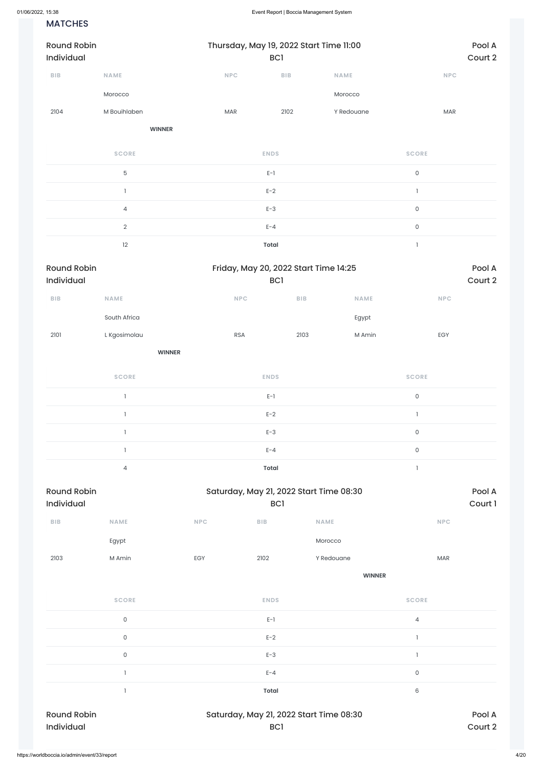## MATCHES

**Round Robin Individual** — Thursday, May 19, 2022 Start Time 11:00 — BC1 — Pool A, Court 2

| BIB | NAME | NPC | BIB | NAME | NPC |
|---|---|---|---|---|---|
| | Morocco | | | Morocco | |
| 2104 | M Bouihlaben | MAR | 2102 | Y Redouane | MAR |
| | **WINNER** | | | | |

| SCORE | ENDS | SCORE |
|---|---|---|
| 5 | E-1 | 0 |
| 1 | E-2 | 1 |
| 4 | E-3 | 0 |
| 2 | E-4 | 0 |
| 12 | **Total** | 1 |

**Round Robin Individual** — Friday, May 20, 2022 Start Time 14:25 — BC1 — Pool A, Court 2

| BIB | NAME | NPC | BIB | NAME | NPC |
|---|---|---|---|---|---|
| | South Africa | | | Egypt | |
| 2101 | L Kgosimolau | RSA | 2103 | M Amin | EGY |
| | **WINNER** | | | | |

| SCORE | ENDS | SCORE |
|---|---|---|
| 1 | E-1 | 0 |
| 1 | E-2 | 1 |
| 1 | E-3 | 0 |
| 1 | E-4 | 0 |
| 4 | **Total** | 1 |

**Round Robin Individual** — Saturday, May 21, 2022 Start Time 08:30 — BC1 — Pool A, Court 1

| BIB | NAME | NPC | BIB | NAME | NPC |
|---|---|---|---|---|---|
| | Egypt | | | Morocco | |
| 2103 | M Amin | EGY | 2102 | Y Redouane | MAR |
| | | | | **WINNER** | |

| SCORE | ENDS | SCORE |
|---|---|---|
| 0 | E-1 | 4 |
| 0 | E-2 | 1 |
| 0 | E-3 | 1 |
| 1 | E-4 | 0 |
| 1 | **Total** | 6 |

**Round Robin Individual** — Saturday, May 21, 2022 Start Time 08:30 — BC1 — Pool A, Court 2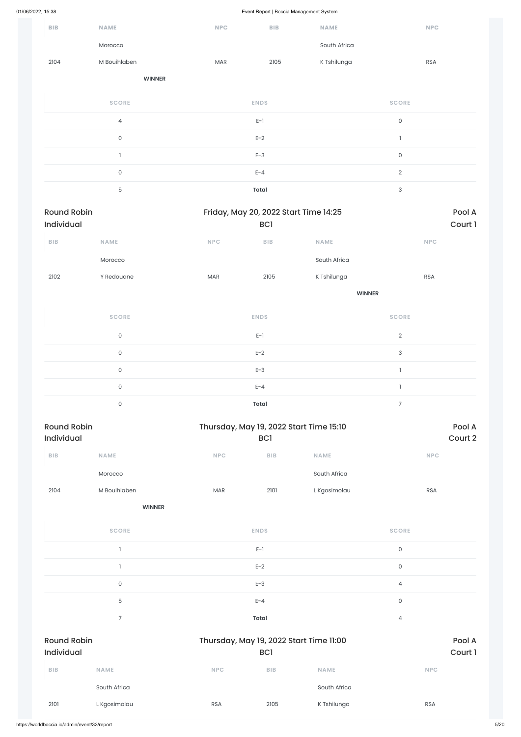| BIB | NAME | NPC | BIB | NAME | NPC |
|---|---|---|---|---|---|
| | Morocco | | | South Africa | |
| 2104 | M Bouihlaben | MAR | 2105 | K Tshilunga | RSA |
| | **WINNER** | | | | |

| SCORE | ENDS | SCORE |
|---|---|---|
| 4 | E-1 | 0 |
| 0 | E-2 | 1 |
| 1 | E-3 | 0 |
| 0 | E-4 | 2 |
| 5 | **Total** | 3 |

Round Robin Individual — Friday, May 20, 2022 Start Time 14:25 — BC1 — Pool A Court 1

| BIB | NAME | NPC | BIB | NAME | NPC |
|---|---|---|---|---|---|
| | Morocco | | | South Africa | |
| 2102 | Y Redouane | MAR | 2105 | K Tshilunga | RSA |
| | | | | **WINNER** | |

| SCORE | ENDS | SCORE |
|---|---|---|
| 0 | E-1 | 2 |
| 0 | E-2 | 3 |
| 0 | E-3 | 1 |
| 0 | E-4 | 1 |
| 0 | **Total** | 7 |

Round Robin Individual — Thursday, May 19, 2022 Start Time 15:10 — BC1 — Pool A Court 2

| BIB | NAME | NPC | BIB | NAME | NPC |
|---|---|---|---|---|---|
| | Morocco | | | South Africa | |
| 2104 | M Bouihlaben | MAR | 2101 | L Kgosimolau | RSA |
| | **WINNER** | | | | |

| SCORE | ENDS | SCORE |
|---|---|---|
| 1 | E-1 | 0 |
| 1 | E-2 | 0 |
| 0 | E-3 | 4 |
| 5 | E-4 | 0 |
| 7 | **Total** | 4 |

Round Robin Individual — Thursday, May 19, 2022 Start Time 11:00 — BC1 — Pool A Court 1

| BIB | NAME | NPC | BIB | NAME | NPC |
|---|---|---|---|---|---|
| | South Africa | | | South Africa | |
| 2101 | L Kgosimolau | RSA | 2105 | K Tshilunga | RSA |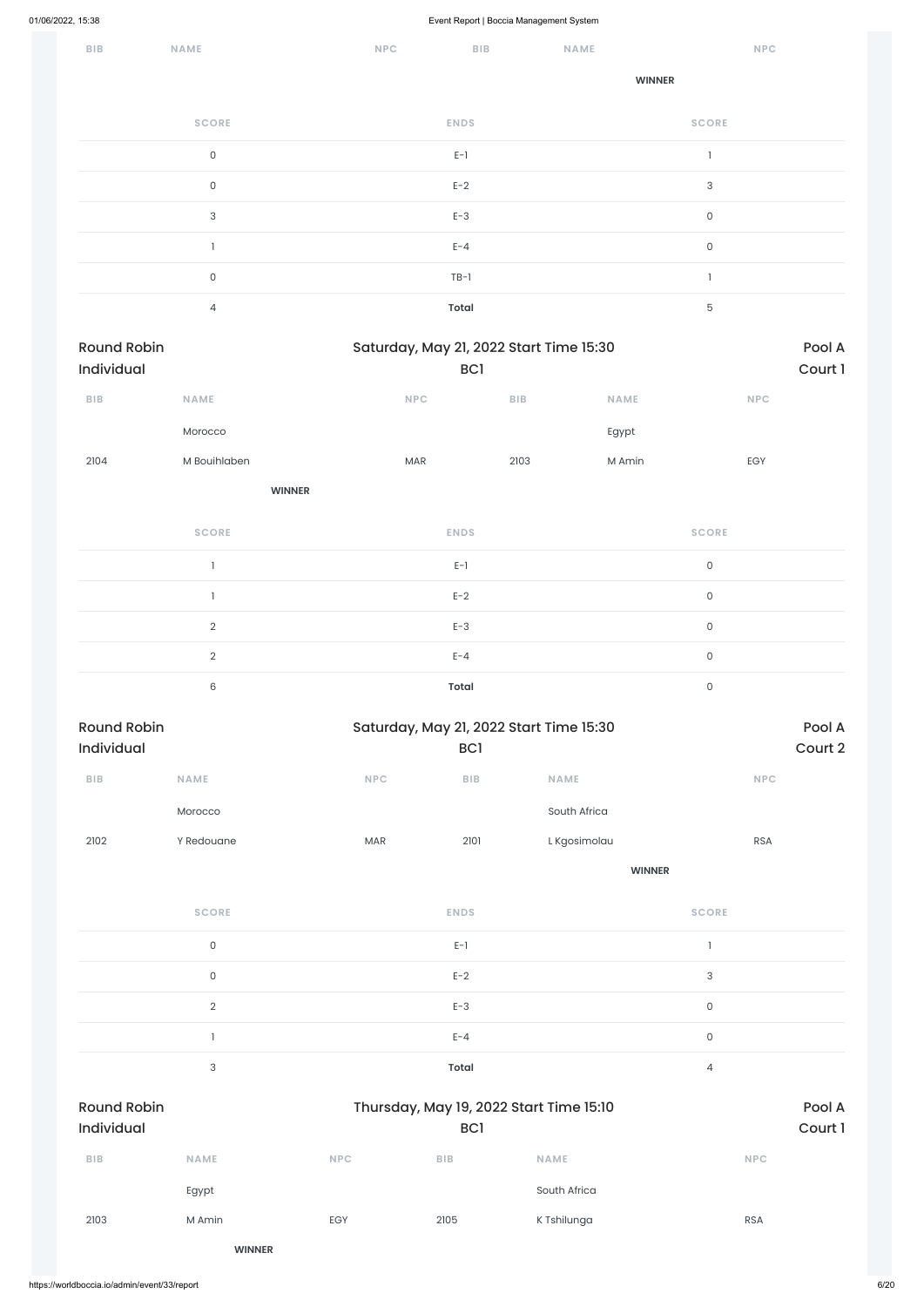| BIB | NAME | NPC | BIB | NAME | NPC |
|---|---|---|---|---|---|
| | | | | **WINNER** | |

| SCORE | ENDS | SCORE |
|---|---|---|
| 0 | E-1 | 1 |
| 0 | E-2 | 3 |
| 3 | E-3 | 0 |
| 1 | E-4 | 0 |
| 0 | TB-1 | 1 |
| 4 | **Total** | 5 |

Round Robin Individual | Saturday, May 21, 2022 Start Time 15:30 BC1 | Pool A Court 1

| BIB | NAME | NPC | BIB | NAME | NPC |
|---|---|---|---|---|---|
| | Morocco | | | Egypt | |
| 2104 | M Bouihlaben | MAR | 2103 | M Amin | EGY |
| | **WINNER** | | | | |

| SCORE | ENDS | SCORE |
|---|---|---|
| 1 | E-1 | 0 |
| 1 | E-2 | 0 |
| 2 | E-3 | 0 |
| 2 | E-4 | 0 |
| 6 | **Total** | 0 |

Round Robin Individual | Saturday, May 21, 2022 Start Time 15:30 BC1 | Pool A Court 2

| BIB | NAME | NPC | BIB | NAME | NPC |
|---|---|---|---|---|---|
| | Morocco | | | South Africa | |
| 2102 | Y Redouane | MAR | 2101 | L Kgosimolau | RSA |
| | | | | **WINNER** | |

| SCORE | ENDS | SCORE |
|---|---|---|
| 0 | E-1 | 1 |
| 0 | E-2 | 3 |
| 2 | E-3 | 0 |
| 1 | E-4 | 0 |
| 3 | **Total** | 4 |

Round Robin Individual | Thursday, May 19, 2022 Start Time 15:10 BC1 | Pool A Court 1

| BIB | NAME | NPC | BIB | NAME | NPC |
|---|---|---|---|---|---|
| | Egypt | | | South Africa | |
| 2103 | M Amin | EGY | 2105 | K Tshilunga | RSA |
| | **WINNER** | | | | |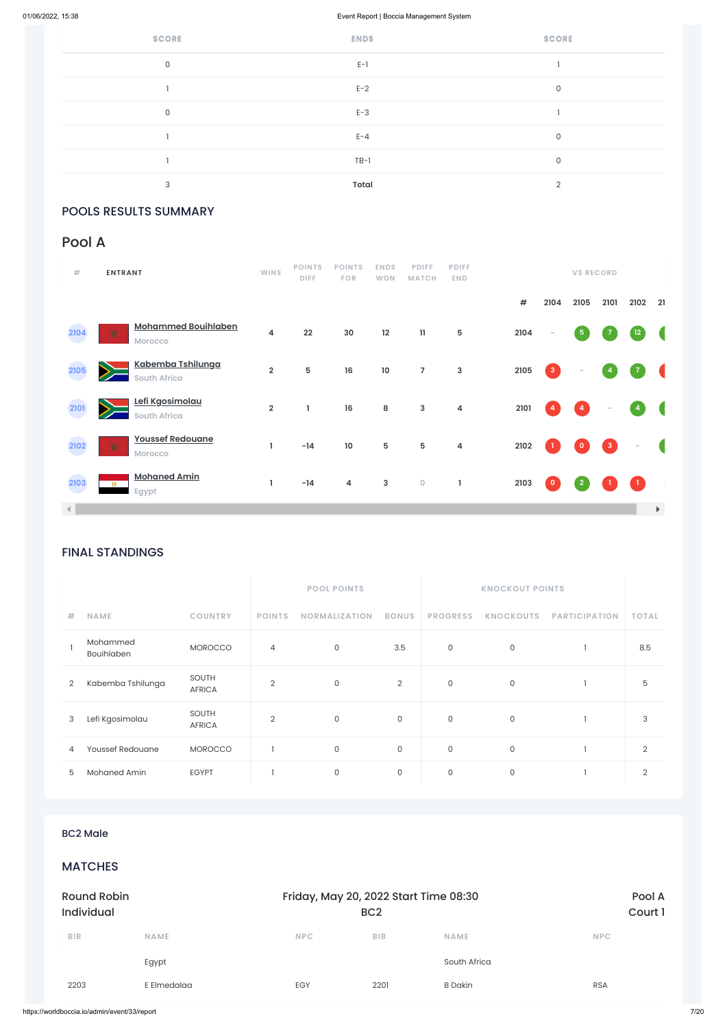| SCORE | ENDS | SCORE |
|---|---|---|
| 0 | E-1 | 1 |
| 1 | E-2 | 0 |
| 0 | E-3 | 1 |
| 1 | E-4 | 0 |
| 1 | TB-1 | 0 |
| 3 | **Total** | 2 |

## POOLS RESULTS SUMMARY

## Pool A

| # | ENTRANT | WINS | POINTS DIFF | POINTS FOR | ENDS WON | PDIFF MATCH | PDIFF END | # | 2104 | 2105 | 2101 | 2102 | 21 |
|---|---|---|---|---|---|---|---|---|---|---|---|---|---|
| 2104 | Mohammed Bouihlaben<br>Morocco | 4 | 22 | 30 | 12 | 11 | 5 | 2104 | - | 5 | 7 | 12 | |
| 2105 | Kabemba Tshilunga<br>South Africa | 2 | 5 | 16 | 10 | 7 | 3 | 2105 | 3 | - | 4 | 7 | |
| 2101 | Lefi Kgosimolau<br>South Africa | 2 | 1 | 16 | 8 | 3 | 4 | 2101 | 4 | 4 | - | 4 | |
| 2102 | Youssef Redouane<br>Morocco | 1 | -14 | 10 | 5 | 5 | 4 | 2102 | 1 | 0 | 3 | - | |
| 2103 | Mohaned Amin<br>Egypt | 1 | -14 | 4 | 3 | 0 | 1 | 2103 | 0 | 2 | 1 | 1 | - |

## FINAL STANDINGS

| | | | POOL POINTS | | | KNOCKOUT POINTS | | | |
|---|---|---|---|---|---|---|---|---|---|
| # | NAME | COUNTRY | POINTS | NORMALIZATION | BONUS | PROGRESS | KNOCKOUTS | PARTICIPATION | TOTAL |
| 1 | Mohammed Bouihlaben | MOROCCO | 4 | 0 | 3.5 | 0 | 0 | 1 | 8.5 |
| 2 | Kabemba Tshilunga | SOUTH AFRICA | 2 | 0 | 2 | 0 | 0 | 1 | 5 |
| 3 | Lefi Kgosimolau | SOUTH AFRICA | 2 | 0 | 0 | 0 | 0 | 1 | 3 |
| 4 | Youssef Redouane | MOROCCO | 1 | 0 | 0 | 0 | 0 | 1 | 2 |
| 5 | Mohaned Amin | EGYPT | 1 | 0 | 0 | 0 | 0 | 1 | 2 |

BC2 Male

## MATCHES

Round Robin Individual — Friday, May 20, 2022 Start Time 08:30 — BC2 — Pool A, Court 1

| BIB | NAME | NPC | BIB | NAME | NPC |
|---|---|---|---|---|---|
| | Egypt | | | South Africa | |
| 2203 | E Elmedalaa | EGY | 2201 | B Dakin | RSA |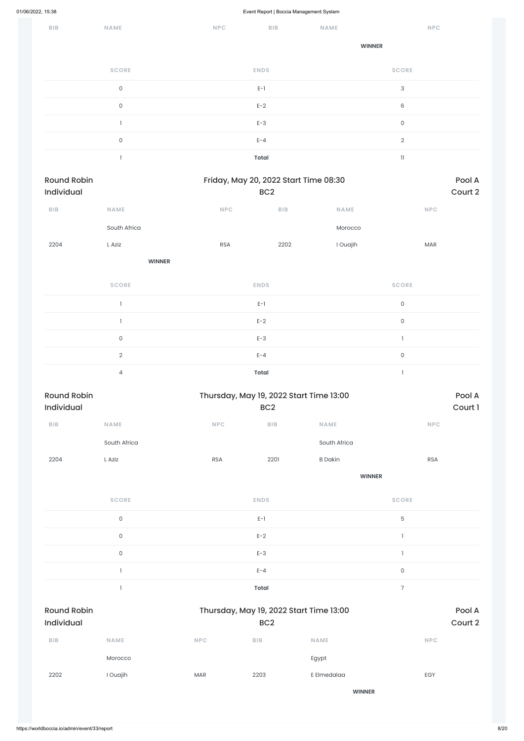| BIB | NAME | NPC | BIB | NAME | NPC |
|---|---|---|---|---|---|
| | | | | **WINNER** | |

| SCORE | ENDS | SCORE |
|---|---|---|
| 0 | E-1 | 3 |
| 0 | E-2 | 6 |
| 1 | E-3 | 0 |
| 0 | E-4 | 2 |
| 1 | **Total** | 11 |

## Round Robin Individual — Friday, May 20, 2022 Start Time 08:30 — BC2 — Pool A Court 2

| BIB | NAME | NPC | BIB | NAME | NPC |
|---|---|---|---|---|---|
| | South Africa | | | Morocco | |
| 2204 | L Aziz | RSA | 2202 | I Ouajih | MAR |
| | **WINNER** | | | | |

| SCORE | ENDS | SCORE |
|---|---|---|
| 1 | E-1 | 0 |
| 1 | E-2 | 0 |
| 0 | E-3 | 1 |
| 2 | E-4 | 0 |
| 4 | **Total** | 1 |

## Round Robin Individual — Thursday, May 19, 2022 Start Time 13:00 — BC2 — Pool A Court 1

| BIB | NAME | NPC | BIB | NAME | NPC |
|---|---|---|---|---|---|
| | South Africa | | | South Africa | |
| 2204 | L Aziz | RSA | 2201 | B Dakin | RSA |
| | | | | **WINNER** | |

| SCORE | ENDS | SCORE |
|---|---|---|
| 0 | E-1 | 5 |
| 0 | E-2 | 1 |
| 0 | E-3 | 1 |
| 1 | E-4 | 0 |
| 1 | **Total** | 7 |

## Round Robin Individual — Thursday, May 19, 2022 Start Time 13:00 — BC2 — Pool A Court 2

| BIB | NAME | NPC | BIB | NAME | NPC |
|---|---|---|---|---|---|
| | Morocco | | | Egypt | |
| 2202 | I Ouajih | MAR | 2203 | E Elmedalaa | EGY |
| | | | | **WINNER** | |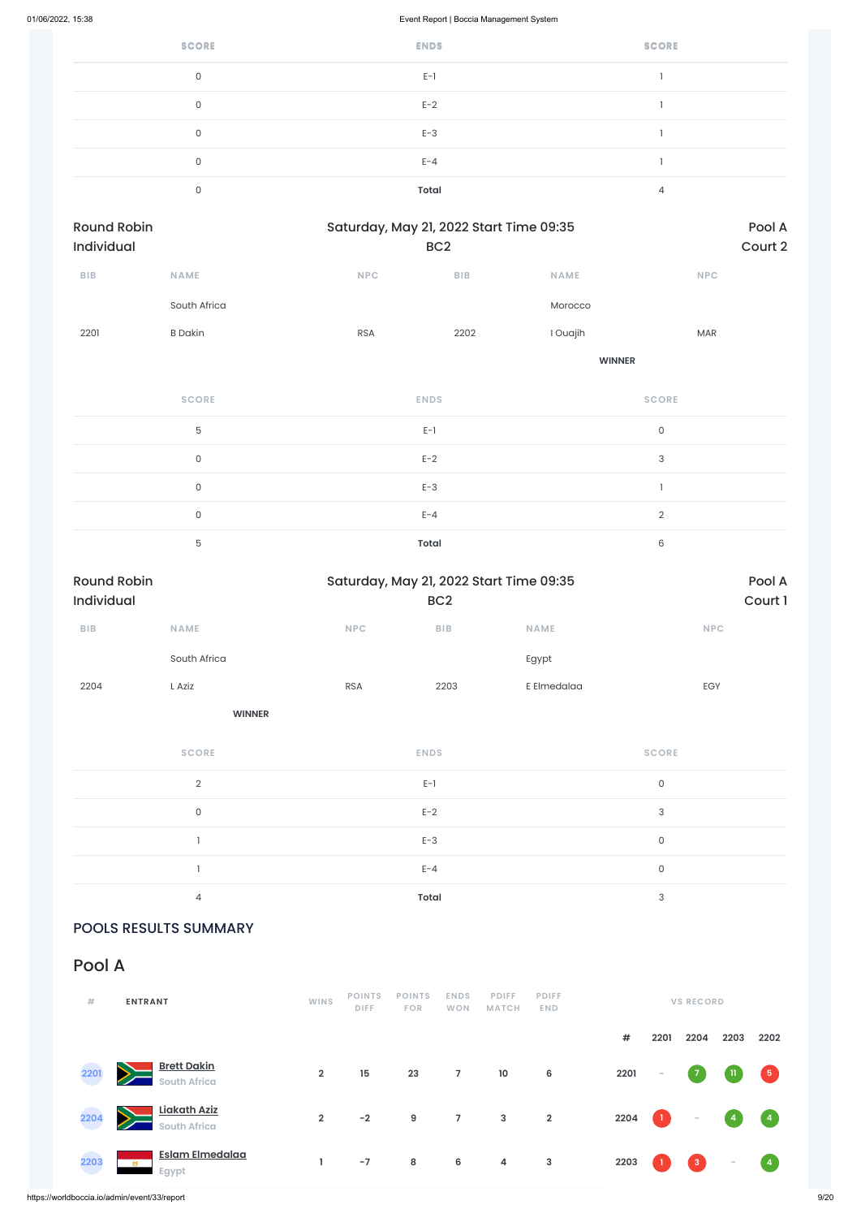| SCORE | ENDS | SCORE |
|---|---|---|
| 0 | E-1 | 1 |
| 0 | E-2 | 1 |
| 0 | E-3 | 1 |
| 0 | E-4 | 1 |
| 0 | **Total** | 4 |

Round Robin Individual — Saturday, May 21, 2022 Start Time 09:35 — BC2 — Pool A Court 2

| BIB | NAME | NPC | BIB | NAME | NPC |
|---|---|---|---|---|---|
| | South Africa | | | Morocco | |
| 2201 | B Dakin | RSA | 2202 | I Ouajih | MAR |
| | | | | **WINNER** | |

| SCORE | ENDS | SCORE |
|---|---|---|
| 5 | E-1 | 0 |
| 0 | E-2 | 3 |
| 0 | E-3 | 1 |
| 0 | E-4 | 2 |
| 5 | **Total** | 6 |

Round Robin Individual — Saturday, May 21, 2022 Start Time 09:35 — BC2 — Pool A Court 1

| BIB | NAME | NPC | BIB | NAME | NPC |
|---|---|---|---|---|---|
| | South Africa | | | Egypt | |
| 2204 | L Aziz | RSA | 2203 | E Elmedalaa | EGY |
| | **WINNER** | | | | |

| SCORE | ENDS | SCORE |
|---|---|---|
| 2 | E-1 | 0 |
| 0 | E-2 | 3 |
| 1 | E-3 | 0 |
| 1 | E-4 | 0 |
| 4 | **Total** | 3 |

## POOLS RESULTS SUMMARY

## Pool A

| # | ENTRANT | WINS | POINTS DIFF | POINTS FOR | ENDS WON | PDIFF MATCH | PDIFF END | # | 2201 | 2204 | 2203 | 2202 |
|---|---|---|---|---|---|---|---|---|---|---|---|---|
| 2201 | **Brett Dakin** South Africa | 2 | 15 | 23 | 7 | 10 | 6 | 2201 | - | 7 | 11 | 5 |
| 2204 | **Liakath Aziz** South Africa | 2 | -2 | 9 | 7 | 3 | 2 | 2204 | 1 | - | 4 | 4 |
| 2203 | **Eslam Elmedalaa** Egypt | 1 | -7 | 8 | 6 | 4 | 3 | 2203 | 1 | 3 | - | 4 |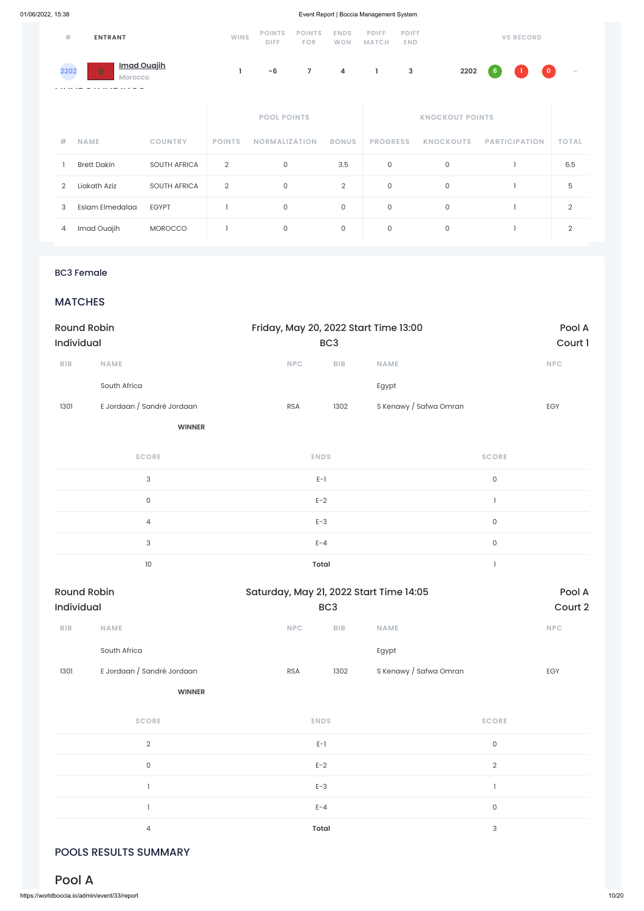| # | ENTRANT | WINS | POINTS DIFF | POINTS FOR | ENDS WON | PDIFF MATCH | PDIFF END | VS RECORD |
|---|---|---|---|---|---|---|---|---|
| 2202 | Imad Ouajih Morocco | 1 | -6 | 7 | 4 | 1 | 3 | 2202 6 1 0 - |

| # | NAME | COUNTRY | POOL POINTS | | | KNOCKOUT POINTS | | | TOTAL |
|---|---|---|---|---|---|---|---|---|---|
| | | | POINTS | NORMALIZATION | BONUS | PROGRESS | KNOCKOUTS | PARTICIPATION | |
| 1 | Brett Dakin | SOUTH AFRICA | 2 | 0 | 3.5 | 0 | 0 | 1 | 6.5 |
| 2 | Liakath Aziz | SOUTH AFRICA | 2 | 0 | 2 | 0 | 0 | 1 | 5 |
| 3 | Eslam Elmedalaa | EGYPT | 1 | 0 | 0 | 0 | 0 | 1 | 2 |
| 4 | Imad Ouajih | MOROCCO | 1 | 0 | 0 | 0 | 0 | 1 | 2 |

BC3 Female

## MATCHES

### Round Robin Individual

Friday, May 20, 2022 Start Time 13:00 — BC3 — Pool A, Court 1

| BIB | NAME | NPC | BIB | NAME | NPC |
|---|---|---|---|---|---|
| | South Africa | | | Egypt | |
| 1301 | E Jordaan / Sandré Jordaan | RSA | 1302 | S Kenawy / Safwa Omran | EGY |

**WINNER**

| SCORE | ENDS | SCORE |
|---|---|---|
| 3 | E-1 | 0 |
| 0 | E-2 | 1 |
| 4 | E-3 | 0 |
| 3 | E-4 | 0 |
| 10 | **Total** | 1 |

### Round Robin Individual

Saturday, May 21, 2022 Start Time 14:05 — BC3 — Pool A, Court 2

| BIB | NAME | NPC | BIB | NAME | NPC |
|---|---|---|---|---|---|
| | South Africa | | | Egypt | |
| 1301 | E Jordaan / Sandré Jordaan | RSA | 1302 | S Kenawy / Safwa Omran | EGY |

**WINNER**

| SCORE | ENDS | SCORE |
|---|---|---|
| 2 | E-1 | 0 |
| 0 | E-2 | 2 |
| 1 | E-3 | 1 |
| 1 | E-4 | 0 |
| 4 | **Total** | 3 |

## POOLS RESULTS SUMMARY

## Pool A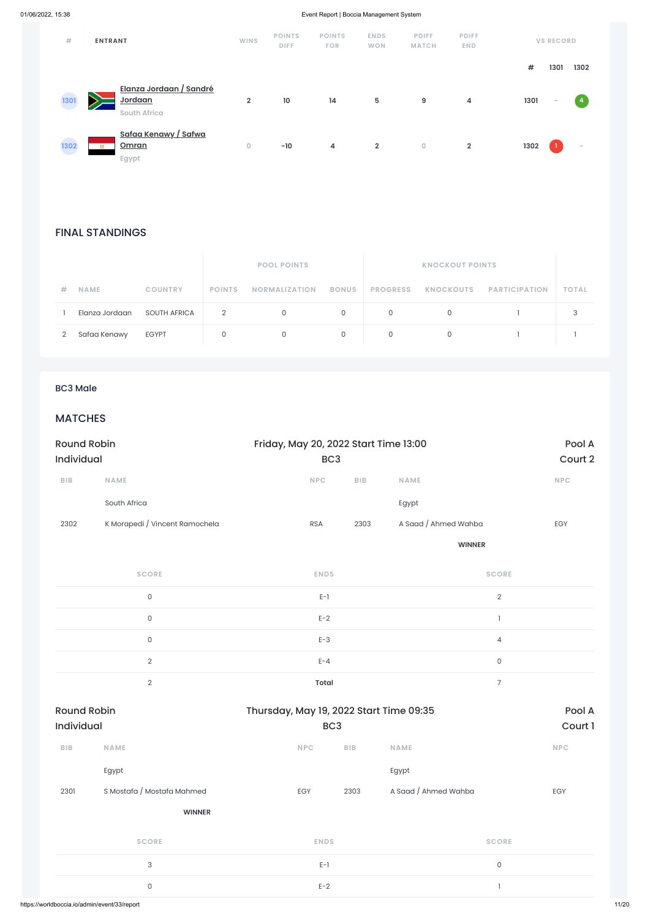| # | ENTRANT | WINS | POINTS DIFF | POINTS FOR | ENDS WON | PDIFF MATCH | PDIFF END | VS RECORD | | |
|---|---|---|---|---|---|---|---|---|---|---|
| | | | | | | | | # | 1301 | 1302 |
| 1301 | Elanza Jordaan / Sandré Jordaan South Africa | 2 | 10 | 14 | 5 | 9 | 4 | 1301 | - | 4 |
| 1302 | Safaa Kenawy / Safwa Omran Egypt | 0 | -10 | 4 | 2 | 0 | 2 | 1302 | 1 | - |

## FINAL STANDINGS

| | | | POOL POINTS | | | KNOCKOUT POINTS | | | |
|---|---|---|---|---|---|---|---|---|---|
| # | NAME | COUNTRY | POINTS | NORMALIZATION | BONUS | PROGRESS | KNOCKOUTS | PARTICIPATION | TOTAL |
| 1 | Elanza Jordaan | SOUTH AFRICA | 2 | 0 | 0 | 0 | 0 | 1 | 3 |
| 2 | Safaa Kenawy | EGYPT | 0 | 0 | 0 | 0 | 0 | 1 | 1 |

## BC3 Male

## MATCHES

### Round Robin Individual

Friday, May 20, 2022 Start Time 13:00 — BC3 — Pool A — Court 2

| BIB | NAME | NPC | BIB | NAME | NPC |
|---|---|---|---|---|---|
| | South Africa | | | Egypt | |
| 2302 | K Morapedi / Vincent Ramochela | RSA | 2303 | A Saad / Ahmed Wahba | EGY |
| | | | | WINNER | |

| SCORE | ENDS | SCORE |
|---|---|---|
| 0 | E-1 | 2 |
| 0 | E-2 | 1 |
| 0 | E-3 | 4 |
| 2 | E-4 | 0 |
| 2 | **Total** | 7 |

### Round Robin Individual

Thursday, May 19, 2022 Start Time 09:35 — BC3 — Pool A — Court 1

| BIB | NAME | NPC | BIB | NAME | NPC |
|---|---|---|---|---|---|
| | Egypt | | | Egypt | |
| 2301 | S Mostafa / Mostafa Mahmed | EGY | 2303 | A Saad / Ahmed Wahba | EGY |
| | WINNER | | | | |

| SCORE | ENDS | SCORE |
|---|---|---|
| 3 | E-1 | 0 |
| 0 | E-2 | 1 |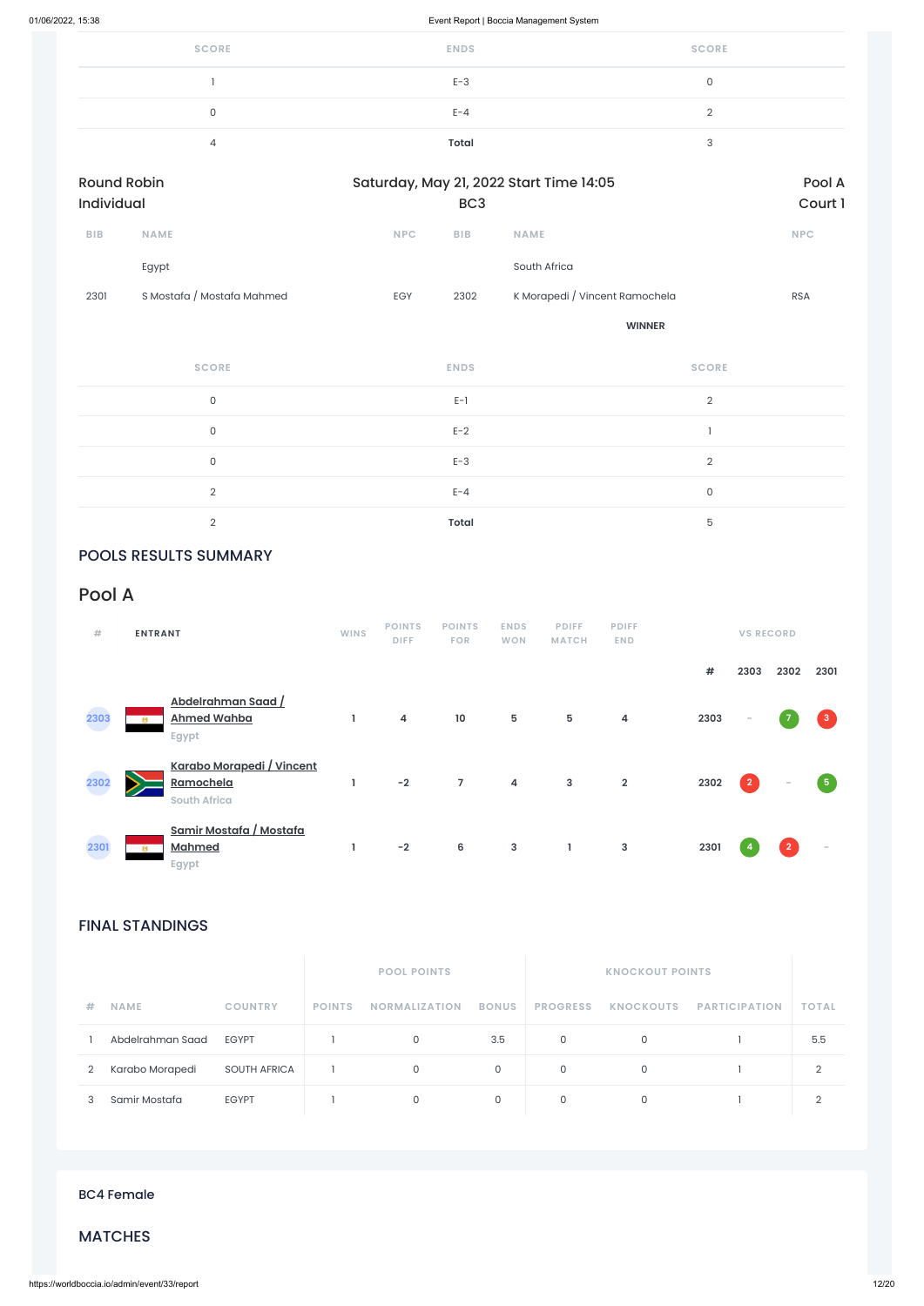| SCORE | ENDS | SCORE |
|---|---|---|
| 1 | E-3 | 0 |
| 0 | E-4 | 2 |
| 4 | **Total** | 3 |

Round Robin Individual | Saturday, May 21, 2022 Start Time 14:05 BC3 | Pool A Court 1

| BIB | NAME | NPC | BIB | NAME | NPC |
|---|---|---|---|---|---|
| | Egypt | | | South Africa | |
| 2301 | S Mostafa / Mostafa Mahmed | EGY | 2302 | K Morapedi / Vincent Ramochela | RSA |
| | | | | **WINNER** | |

| SCORE | ENDS | SCORE |
|---|---|---|
| 0 | E-1 | 2 |
| 0 | E-2 | 1 |
| 0 | E-3 | 2 |
| 2 | E-4 | 0 |
| 2 | **Total** | 5 |

## POOLS RESULTS SUMMARY

## Pool A

| # | ENTRANT | WINS | POINTS DIFF | POINTS FOR | ENDS WON | PDIFF MATCH | PDIFF END | # | 2303 | 2302 | 2301 |
|---|---|---|---|---|---|---|---|---|---|---|---|
| 2303 | Abdelrahman Saad / Ahmed Wahba, Egypt | 1 | 4 | 10 | 5 | 5 | 4 | 2303 | - | 7 | 3 |
| 2302 | Karabo Morapedi / Vincent Ramochela, South Africa | 1 | -2 | 7 | 4 | 3 | 2 | 2302 | 2 | - | 5 |
| 2301 | Samir Mostafa / Mostafa Mahmed, Egypt | 1 | -2 | 6 | 3 | 1 | 3 | 2301 | 4 | 2 | - |

## FINAL STANDINGS

| | | | POOL POINTS | | | KNOCKOUT POINTS | | | |
|---|---|---|---|---|---|---|---|---|---|
| # | NAME | COUNTRY | POINTS | NORMALIZATION | BONUS | PROGRESS | KNOCKOUTS | PARTICIPATION | TOTAL |
| 1 | Abdelrahman Saad | EGYPT | 1 | 0 | 3.5 | 0 | 0 | 1 | 5.5 |
| 2 | Karabo Morapedi | SOUTH AFRICA | 1 | 0 | 0 | 0 | 0 | 1 | 2 |
| 3 | Samir Mostafa | EGYPT | 1 | 0 | 0 | 0 | 0 | 1 | 2 |

BC4 Female

## MATCHES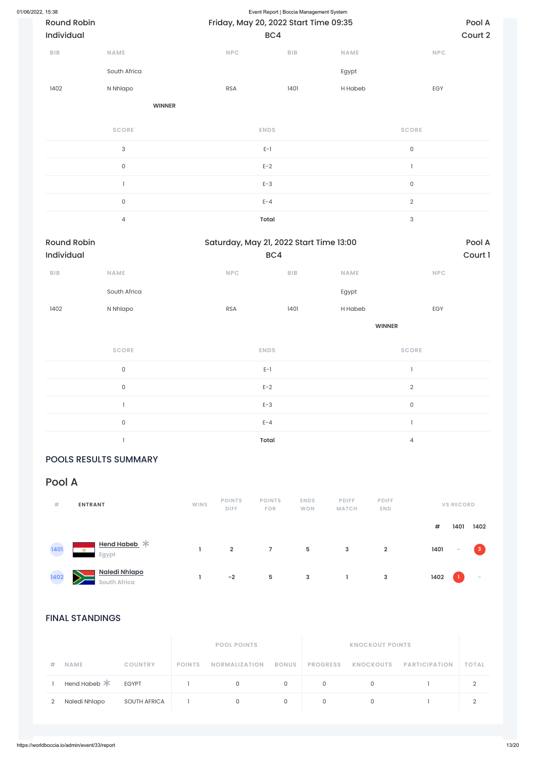Round Robin Individual | Friday, May 20, 2022 Start Time 09:35 | Pool A
BC4 | Court 2

| BIB | NAME | NPC | BIB | NAME | NPC |
|---|---|---|---|---|---|
| | South Africa | | | Egypt | |
| 1402 | N Nhlapo | RSA | 1401 | H Habeb | EGY |
| | WINNER | | | | |

| SCORE | ENDS | SCORE |
|---|---|---|
| 3 | E-1 | 0 |
| 0 | E-2 | 1 |
| 1 | E-3 | 0 |
| 0 | E-4 | 2 |
| 4 | **Total** | 3 |

Round Robin Individual | Saturday, May 21, 2022 Start Time 13:00 | Pool A
BC4 | Court 1

| BIB | NAME | NPC | BIB | NAME | NPC |
|---|---|---|---|---|---|
| | South Africa | | | Egypt | |
| 1402 | N Nhlapo | RSA | 1401 | H Habeb | EGY |
| | | | | WINNER | |

| SCORE | ENDS | SCORE |
|---|---|---|
| 0 | E-1 | 1 |
| 0 | E-2 | 2 |
| 1 | E-3 | 0 |
| 0 | E-4 | 1 |
| 1 | **Total** | 4 |

## POOLS RESULTS SUMMARY

## Pool A

| # | ENTRANT | WINS | POINTS DIFF | POINTS FOR | ENDS WON | PDIFF MATCH | PDIFF END | VS RECORD # | 1401 | 1402 |
|---|---|---|---|---|---|---|---|---|---|---|
| 1401 | **Hend Habeb** * Egypt | 1 | 2 | 7 | 5 | 3 | 2 | 1401 | - | 3 |
| 1402 | **Naledi Nhlapo** South Africa | 1 | -2 | 5 | 3 | 1 | 3 | 1402 | 1 | - |

## FINAL STANDINGS

| | | | POOL POINTS | | | KNOCKOUT POINTS | | | |
|---|---|---|---|---|---|---|---|---|---|
| # | NAME | COUNTRY | POINTS | NORMALIZATION | BONUS | PROGRESS | KNOCKOUTS | PARTICIPATION | TOTAL |
| 1 | Hend Habeb * | EGYPT | 1 | 0 | 0 | 0 | 0 | 1 | 2 |
| 2 | Naledi Nhlapo | SOUTH AFRICA | 1 | 0 | 0 | 0 | 0 | 1 | 2 |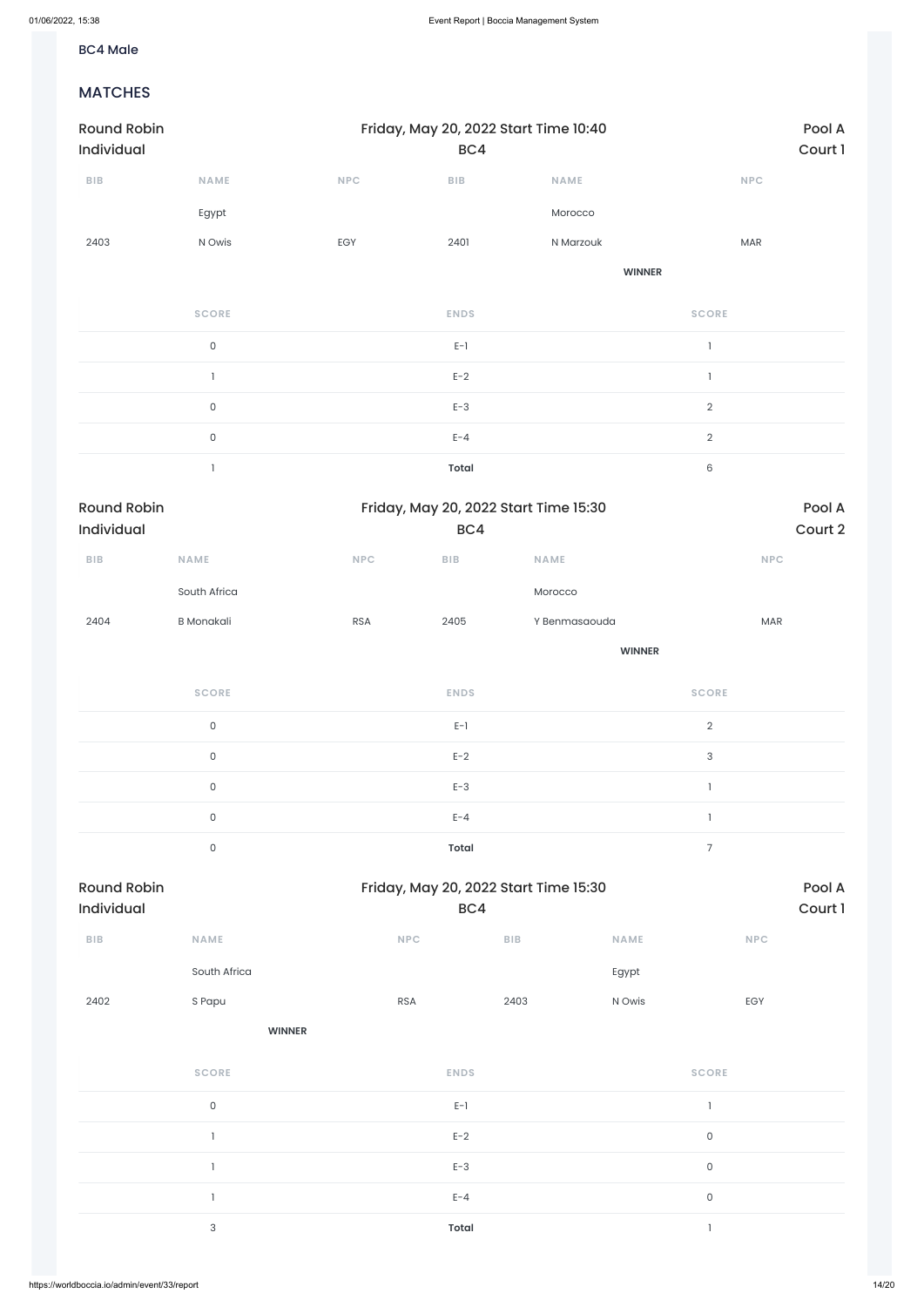BC4 Male

## MATCHES

### Round Robin Individual — Friday, May 20, 2022 Start Time 10:40 — BC4 — Pool A Court 1

| BIB | NAME | NPC | BIB | NAME | NPC |
|---|---|---|---|---|---|
| | Egypt | | | Morocco | |
| 2403 | N Owis | EGY | 2401 | N Marzouk | MAR |
| | | | | **WINNER** | |

| SCORE | ENDS | SCORE |
|---|---|---|
| 0 | E-1 | 1 |
| 1 | E-2 | 1 |
| 0 | E-3 | 2 |
| 0 | E-4 | 2 |
| 1 | **Total** | 6 |

### Round Robin Individual — Friday, May 20, 2022 Start Time 15:30 — BC4 — Pool A Court 2

| BIB | NAME | NPC | BIB | NAME | NPC |
|---|---|---|---|---|---|
| | South Africa | | | Morocco | |
| 2404 | B Monakali | RSA | 2405 | Y Benmasaouda | MAR |
| | | | | **WINNER** | |

| SCORE | ENDS | SCORE |
|---|---|---|
| 0 | E-1 | 2 |
| 0 | E-2 | 3 |
| 0 | E-3 | 1 |
| 0 | E-4 | 1 |
| 0 | **Total** | 7 |

### Round Robin Individual — Friday, May 20, 2022 Start Time 15:30 — BC4 — Pool A Court 1

| BIB | NAME | NPC | BIB | NAME | NPC |
|---|---|---|---|---|---|
| | South Africa | | | Egypt | |
| 2402 | S Papu | RSA | 2403 | N Owis | EGY |
| | **WINNER** | | | | |

| SCORE | ENDS | SCORE |
|---|---|---|
| 0 | E-1 | 1 |
| 1 | E-2 | 0 |
| 1 | E-3 | 0 |
| 1 | E-4 | 0 |
| 3 | **Total** | 1 |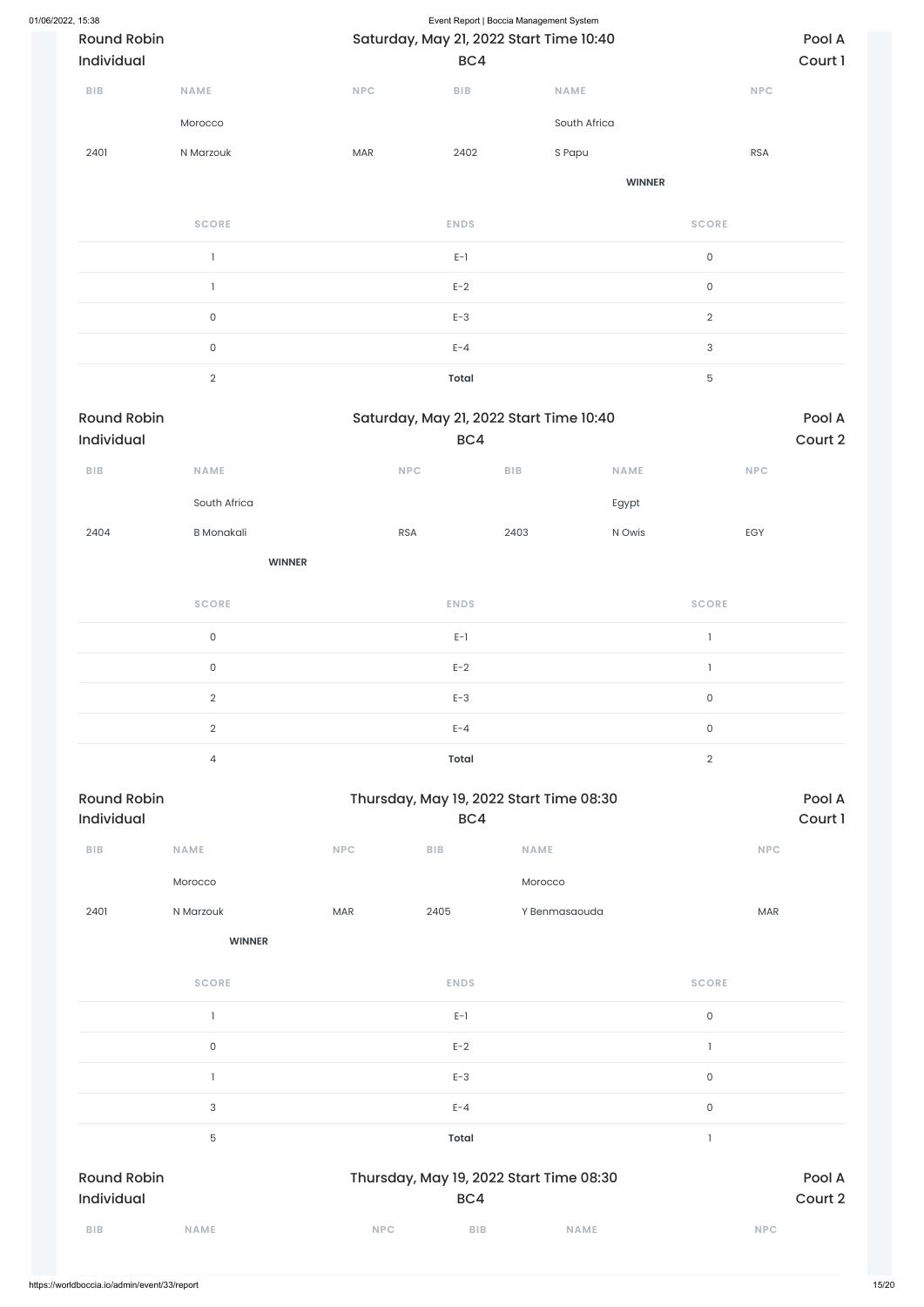Round Robin
Individual

Saturday, May 21, 2022 Start Time 10:40
BC4

Pool A
Court 1

| BIB | NAME | NPC | BIB | NAME | NPC |
|---|---|---|---|---|---|
| | Morocco | | | South Africa | |
| 2401 | N Marzouk | MAR | 2402 | S Papu | RSA |
| | | | | **WINNER** | |

| SCORE | ENDS | SCORE |
|---|---|---|
| 1 | E-1 | 0 |
| 1 | E-2 | 0 |
| 0 | E-3 | 2 |
| 0 | E-4 | 3 |
| 2 | **Total** | 5 |

Round Robin
Individual

Saturday, May 21, 2022 Start Time 10:40
BC4

Pool A
Court 2

| BIB | NAME | NPC | BIB | NAME | NPC |
|---|---|---|---|---|---|
| | South Africa | | | Egypt | |
| 2404 | B Monakali | RSA | 2403 | N Owis | EGY |
| | **WINNER** | | | | |

| SCORE | ENDS | SCORE |
|---|---|---|
| 0 | E-1 | 1 |
| 0 | E-2 | 1 |
| 2 | E-3 | 0 |
| 2 | E-4 | 0 |
| 4 | **Total** | 2 |

Round Robin
Individual

Thursday, May 19, 2022 Start Time 08:30
BC4

Pool A
Court 1

| BIB | NAME | NPC | BIB | NAME | NPC |
|---|---|---|---|---|---|
| | Morocco | | | Morocco | |
| 2401 | N Marzouk | MAR | 2405 | Y Benmasaouda | MAR |
| | **WINNER** | | | | |

| SCORE | ENDS | SCORE |
|---|---|---|
| 1 | E-1 | 0 |
| 0 | E-2 | 1 |
| 1 | E-3 | 0 |
| 3 | E-4 | 0 |
| 5 | **Total** | 1 |

Round Robin
Individual

Thursday, May 19, 2022 Start Time 08:30
BC4

Pool A
Court 2

| BIB | NAME | NPC | BIB | NAME | NPC |
|---|---|---|---|---|---|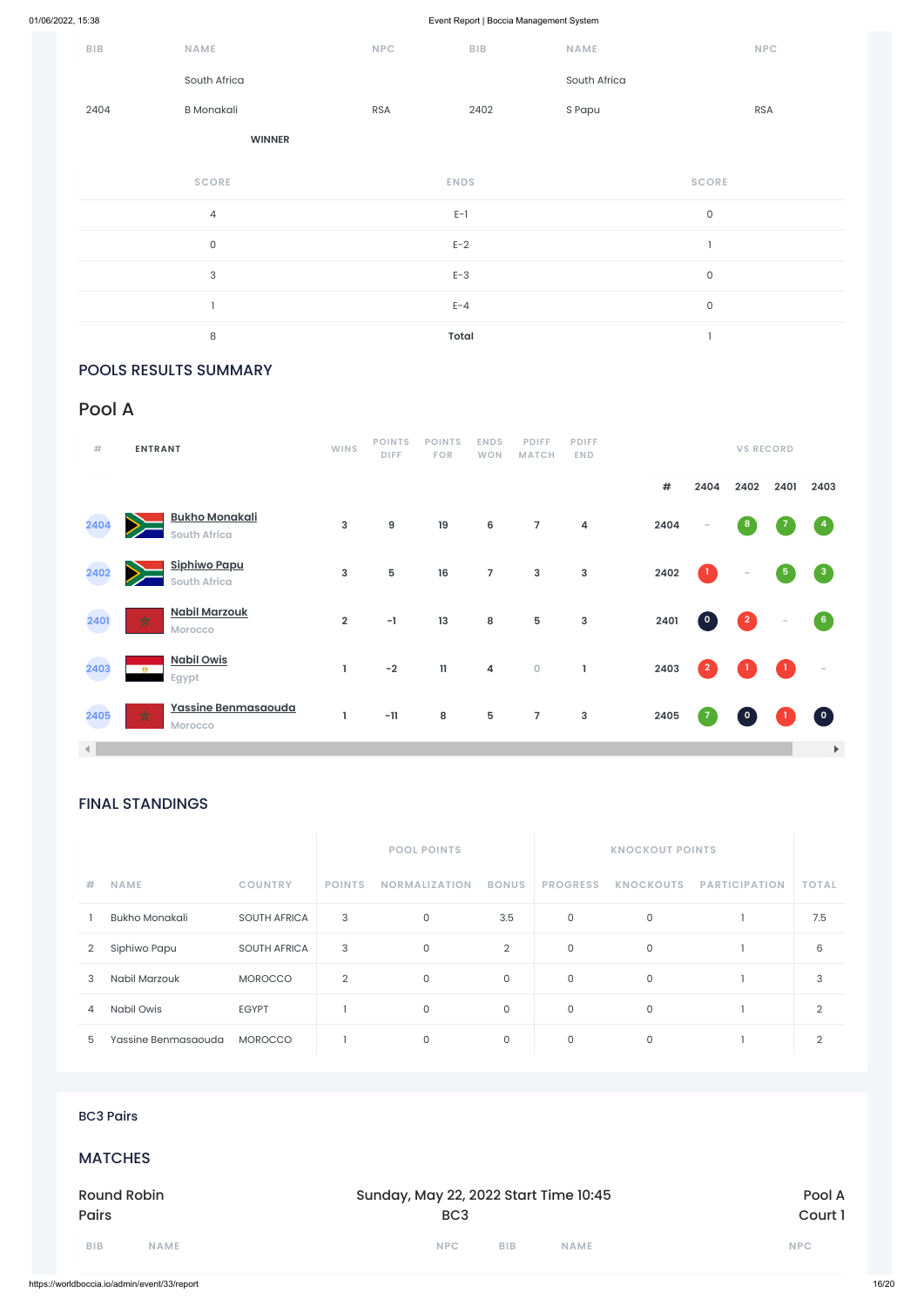| BIB | NAME | NPC | BIB | NAME | NPC |
|---|---|---|---|---|---|
| | South Africa | | | South Africa | |
| 2404 | B Monakali | RSA | 2402 | S Papu | RSA |
| | WINNER | | | | |

| SCORE | ENDS | SCORE |
|---|---|---|
| 4 | E-1 | 0 |
| 0 | E-2 | 1 |
| 3 | E-3 | 0 |
| 1 | E-4 | 0 |
| 8 | **Total** | 1 |

## POOLS RESULTS SUMMARY

## Pool A

| # | ENTRANT | WINS | POINTS DIFF | POINTS FOR | ENDS WON | PDIFF MATCH | PDIFF END | # | 2404 | 2402 | 2401 | 2403 |
|---|---|---|---|---|---|---|---|---|---|---|---|---|
| 2404 | Bukho Monakali<br>South Africa | 3 | 9 | 19 | 6 | 7 | 4 | 2404 | – | 8 | 7 | 4 |
| 2402 | Siphiwo Papu<br>South Africa | 3 | 5 | 16 | 7 | 3 | 3 | 2402 | 1 | – | 5 | 3 |
| 2401 | Nabil Marzouk<br>Morocco | 2 | -1 | 13 | 8 | 5 | 3 | 2401 | 0 | 2 | – | 6 |
| 2403 | Nabil Owis<br>Egypt | 1 | -2 | 11 | 4 | 0 | 1 | 2403 | 2 | 1 | 1 | – |
| 2405 | Yassine Benmasaouda<br>Morocco | 1 | -11 | 8 | 5 | 7 | 3 | 2405 | 7 | 0 | 1 | 0 |

## FINAL STANDINGS

| | | | POOL POINTS | | | KNOCKOUT POINTS | | | |
|---|---|---|---|---|---|---|---|---|---|
| # | NAME | COUNTRY | POINTS | NORMALIZATION | BONUS | PROGRESS | KNOCKOUTS | PARTICIPATION | TOTAL |
| 1 | Bukho Monakali | SOUTH AFRICA | 3 | 0 | 3.5 | 0 | 0 | 1 | 7.5 |
| 2 | Siphiwo Papu | SOUTH AFRICA | 3 | 0 | 2 | 0 | 0 | 1 | 6 |
| 3 | Nabil Marzouk | MOROCCO | 2 | 0 | 0 | 0 | 0 | 1 | 3 |
| 4 | Nabil Owis | EGYPT | 1 | 0 | 0 | 0 | 0 | 1 | 2 |
| 5 | Yassine Benmasaouda | MOROCCO | 1 | 0 | 0 | 0 | 0 | 1 | 2 |

BC3 Pairs

## MATCHES

Round Robin Pairs

Sunday, May 22, 2022 Start Time 10:45
BC3

Pool A
Court 1

| BIB | NAME | NPC | BIB | NAME | NPC |
|---|---|---|---|---|---|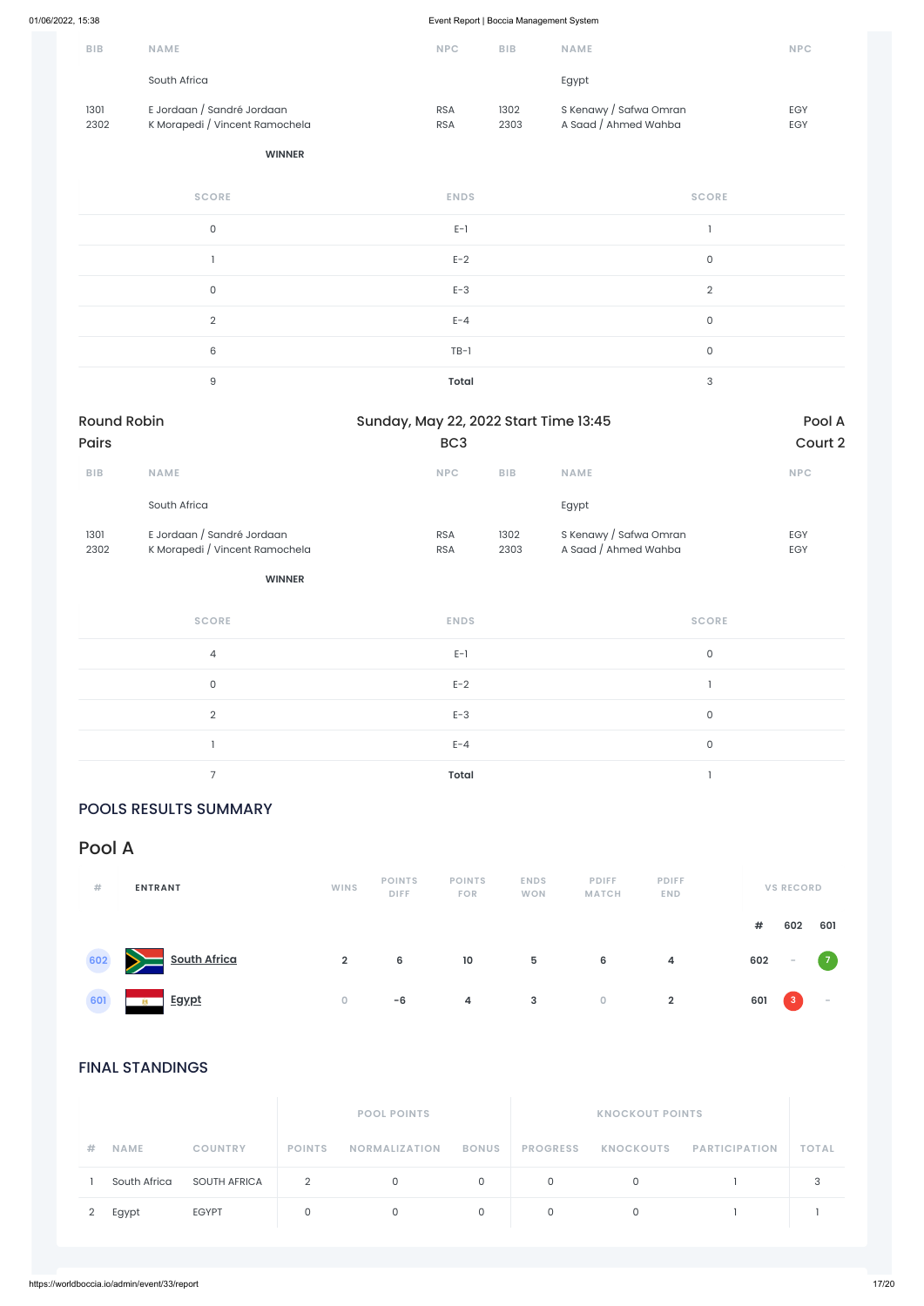| BIB | NAME | NPC | BIB | NAME | NPC |
|---|---|---|---|---|---|
| | South Africa | | | Egypt | |
| 1301 | E Jordaan / Sandré Jordaan | RSA | 1302 | S Kenawy / Safwa Omran | EGY |
| 2302 | K Morapedi / Vincent Ramochela | RSA | 2303 | A Saad / Ahmed Wahba | EGY |

**WINNER**

| SCORE | ENDS | SCORE |
|---|---|---|
| 0 | E-1 | 1 |
| 1 | E-2 | 0 |
| 0 | E-3 | 2 |
| 2 | E-4 | 0 |
| 6 | TB-1 | 0 |
| 9 | **Total** | 3 |

Round Robin | Sunday, May 22, 2022 Start Time 13:45 | Pool A

Pairs | BC3 | Court 2

| BIB | NAME | NPC | BIB | NAME | NPC |
|---|---|---|---|---|---|
| | South Africa | | | Egypt | |
| 1301 | E Jordaan / Sandré Jordaan | RSA | 1302 | S Kenawy / Safwa Omran | EGY |
| 2302 | K Morapedi / Vincent Ramochela | RSA | 2303 | A Saad / Ahmed Wahba | EGY |

**WINNER**

| SCORE | ENDS | SCORE |
|---|---|---|
| 4 | E-1 | 0 |
| 0 | E-2 | 1 |
| 2 | E-3 | 0 |
| 1 | E-4 | 0 |
| 7 | **Total** | 1 |

## POOLS RESULTS SUMMARY

## Pool A

| # | ENTRANT | WINS | POINTS DIFF | POINTS FOR | ENDS WON | PDIFF MATCH | PDIFF END | # | 602 | 601 |
|---|---|---|---|---|---|---|---|---|---|---|
| 602 | South Africa | 2 | 6 | 10 | 5 | 6 | 4 | 602 | - | 7 |
| 601 | Egypt | 0 | -6 | 4 | 3 | 0 | 2 | 601 | 3 | - |

## FINAL STANDINGS

| | | | POOL POINTS | | | KNOCKOUT POINTS | | | |
|---|---|---|---|---|---|---|---|---|---|
| # | NAME | COUNTRY | POINTS | NORMALIZATION | BONUS | PROGRESS | KNOCKOUTS | PARTICIPATION | TOTAL |
| 1 | South Africa | SOUTH AFRICA | 2 | 0 | 0 | 0 | 0 | 1 | 3 |
| 2 | Egypt | EGYPT | 0 | 0 | 0 | 0 | 0 | 1 | 1 |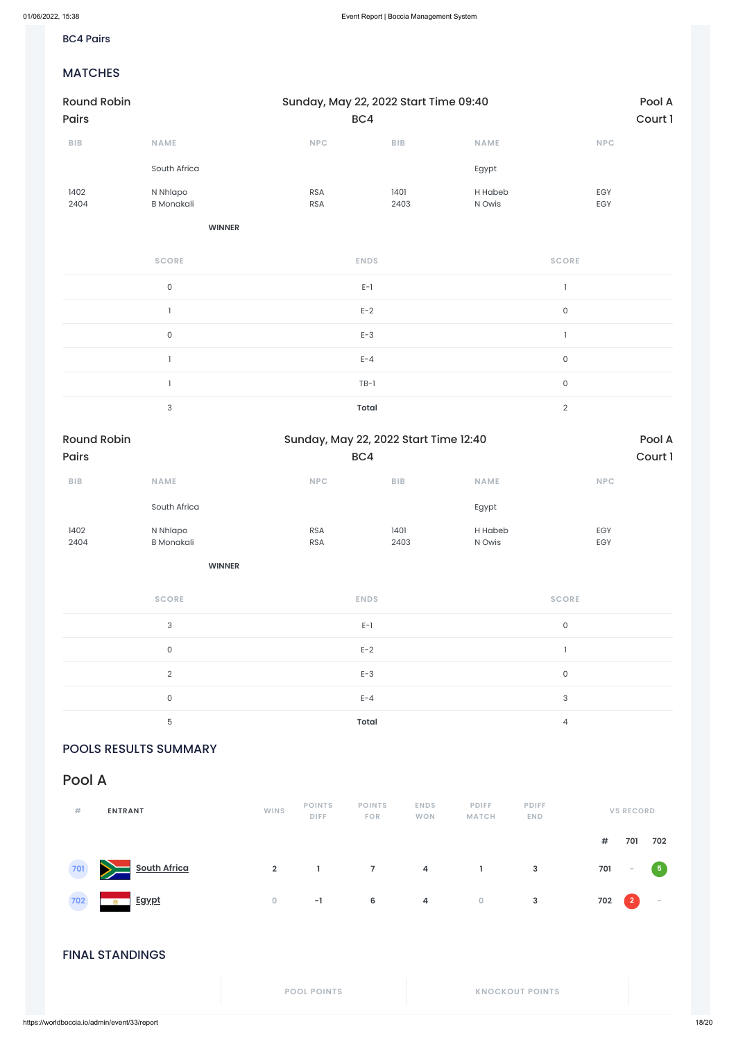BC4 Pairs

## MATCHES

| Round Robin Pairs | Sunday, May 22, 2022 Start Time 09:40 BC4 | Pool A Court 1 |
|---|---|---|

| BIB | NAME | NPC | BIB | NAME | NPC |
|---|---|---|---|---|---|
| | South Africa | | | Egypt | |
| 1402<br>2404 | N Nhlapo<br>B Monakali | RSA<br>RSA | 1401<br>2403 | H Habeb<br>N Owis | EGY<br>EGY |
| | **WINNER** | | | | |

| SCORE | ENDS | SCORE |
|---|---|---|
| 0 | E-1 | 1 |
| 1 | E-2 | 0 |
| 0 | E-3 | 1 |
| 1 | E-4 | 0 |
| 1 | TB-1 | 0 |
| 3 | **Total** | 2 |

| Round Robin Pairs | Sunday, May 22, 2022 Start Time 12:40 BC4 | Pool A Court 1 |
|---|---|---|

| BIB | NAME | NPC | BIB | NAME | NPC |
|---|---|---|---|---|---|
| | South Africa | | | Egypt | |
| 1402<br>2404 | N Nhlapo<br>B Monakali | RSA<br>RSA | 1401<br>2403 | H Habeb<br>N Owis | EGY<br>EGY |
| | **WINNER** | | | | |

| SCORE | ENDS | SCORE |
|---|---|---|
| 3 | E-1 | 0 |
| 0 | E-2 | 1 |
| 2 | E-3 | 0 |
| 0 | E-4 | 3 |
| 5 | **Total** | 4 |

## POOLS RESULTS SUMMARY

## Pool A

| # | ENTRANT | WINS | POINTS DIFF | POINTS FOR | ENDS WON | PDIFF MATCH | PDIFF END | VS RECORD # | 701 | 702 |
|---|---|---|---|---|---|---|---|---|---|---|
| 701 | South Africa | 2 | 1 | 7 | 4 | 1 | 3 | 701 | - | 5 |
| 702 | Egypt | 0 | -1 | 6 | 4 | 0 | 3 | 702 | 2 | - |

## FINAL STANDINGS

| | POOL POINTS | KNOCKOUT POINTS |
|---|---|---|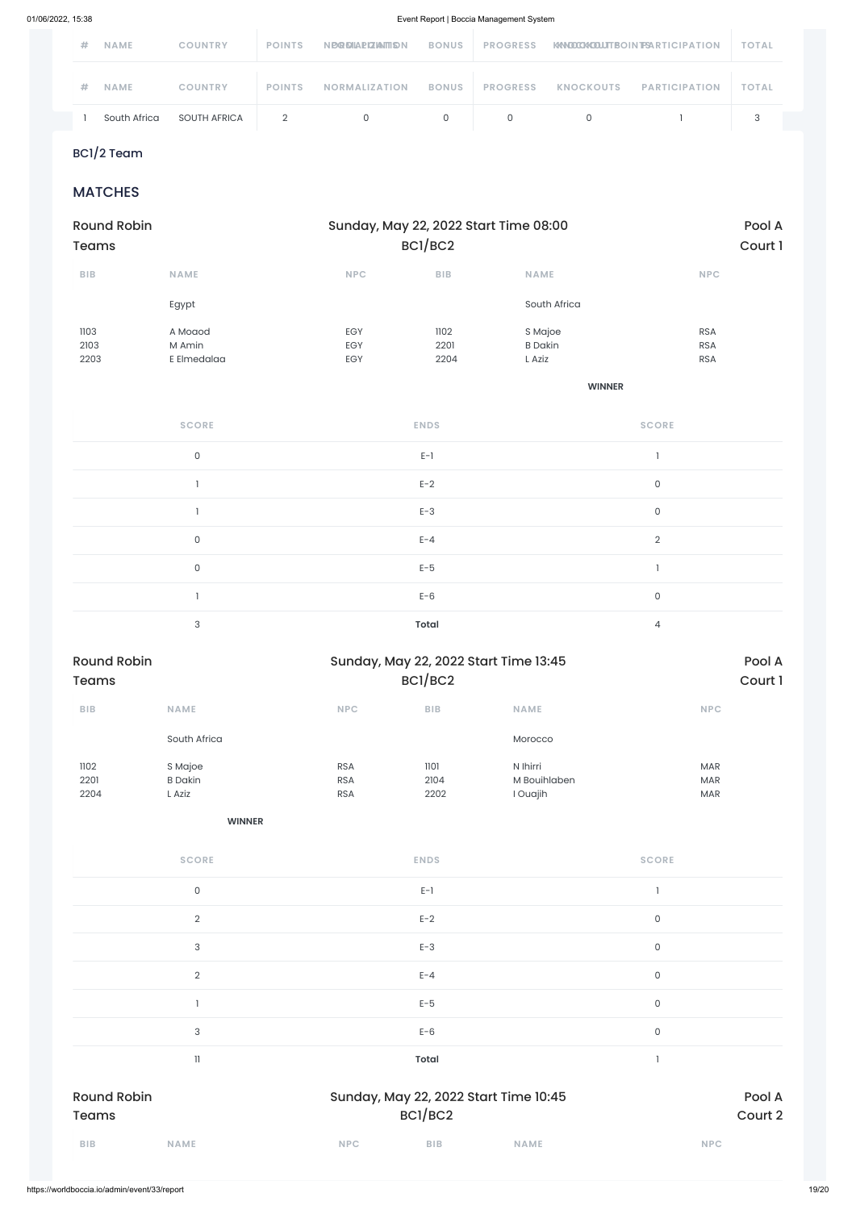| # | NAME | COUNTRY | POINTS | NORMALIZATION | BONUS | PROGRESS | KNOCKOUTS | PARTICIPATION | TOTAL |
|---|---|---|---|---|---|---|---|---|---|
| 1 | South Africa | SOUTH AFRICA | 2 | 0 | 0 | 0 | 0 | 1 | 3 |

## BC1/2 Team

## MATCHES

**Round Robin Teams** — Sunday, May 22, 2022 Start Time 08:00 — BC1/BC2 — Pool A, Court 1

| BIB | NAME | NPC | BIB | NAME | NPC |
|---|---|---|---|---|---|
| | Egypt | | | South Africa | |
| 1103 | A Moaod | EGY | 1102 | S Majoe | RSA |
| 2103 | M Amin | EGY | 2201 | B Dakin | RSA |
| 2203 | E Elmedalaa | EGY | 2204 | L Aziz | RSA |
| | | | | **WINNER** | |

| SCORE | ENDS | SCORE |
|---|---|---|
| 0 | E-1 | 1 |
| 1 | E-2 | 0 |
| 1 | E-3 | 0 |
| 0 | E-4 | 2 |
| 0 | E-5 | 1 |
| 1 | E-6 | 0 |
| 3 | **Total** | 4 |

**Round Robin Teams** — Sunday, May 22, 2022 Start Time 13:45 — BC1/BC2 — Pool A, Court 1

| BIB | NAME | NPC | BIB | NAME | NPC |
|---|---|---|---|---|---|
| | South Africa | | | Morocco | |
| 1102 | S Majoe | RSA | 1101 | N Ihirri | MAR |
| 2201 | B Dakin | RSA | 2104 | M Bouihlaben | MAR |
| 2204 | L Aziz | RSA | 2202 | I Ouajih | MAR |
| | **WINNER** | | | | |

| SCORE | ENDS | SCORE |
|---|---|---|
| 0 | E-1 | 1 |
| 2 | E-2 | 0 |
| 3 | E-3 | 0 |
| 2 | E-4 | 0 |
| 1 | E-5 | 0 |
| 3 | E-6 | 0 |
| 11 | **Total** | 1 |

**Round Robin Teams** — Sunday, May 22, 2022 Start Time 10:45 — BC1/BC2 — Pool A, Court 2

| BIB | NAME | NPC | BIB | NAME | NPC |
|---|---|---|---|---|---|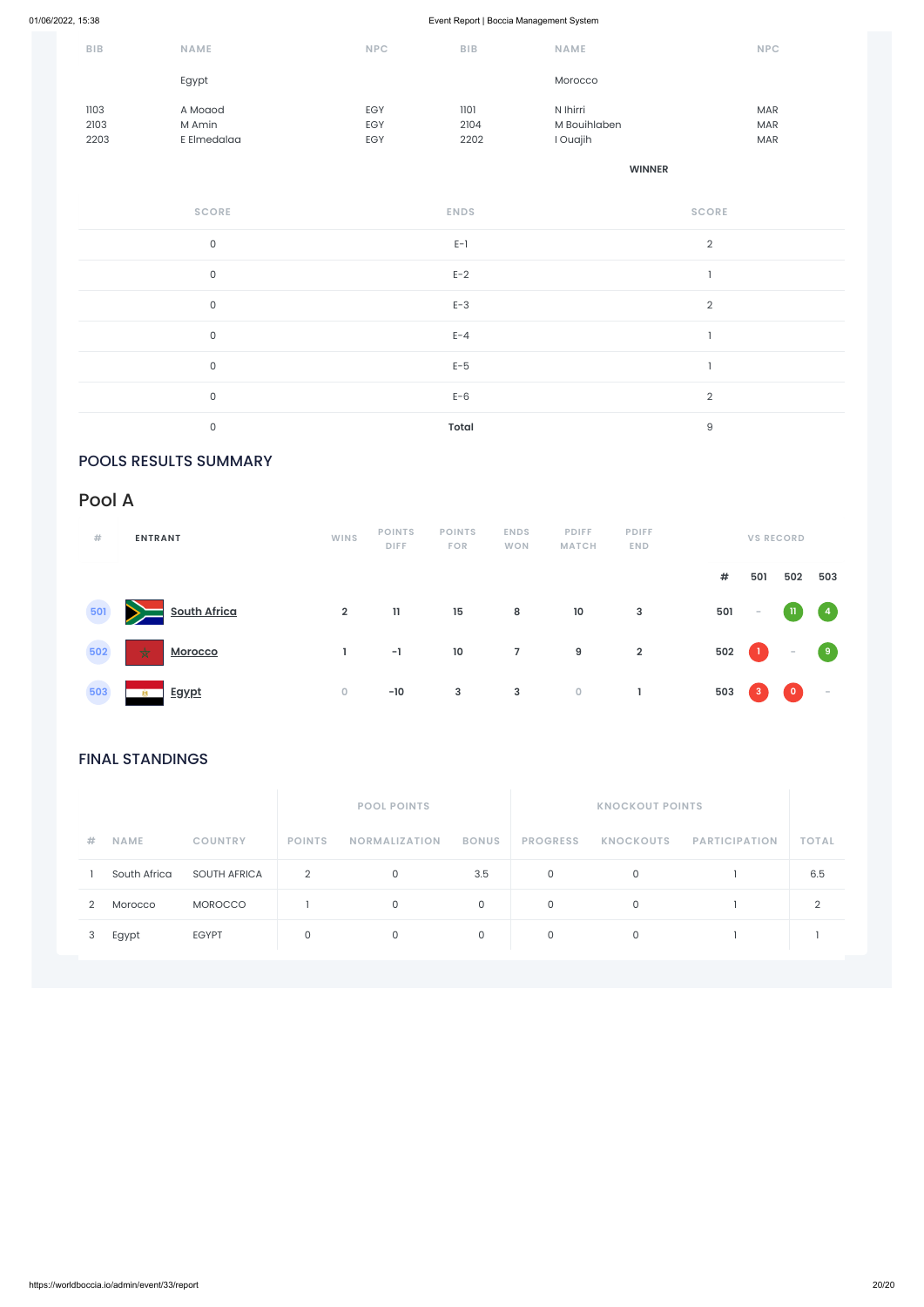| BIB | NAME | NPC | BIB | NAME | NPC |
|---|---|---|---|---|---|
| | Egypt | | | Morocco | |
| 1103 | A Moaod | EGY | 1101 | N Ihirri | MAR |
| 2103 | M Amin | EGY | 2104 | M Bouihlaben | MAR |
| 2203 | E Elmedalaa | EGY | 2202 | I Ouajih | MAR |

**WINNER**

| SCORE | ENDS | SCORE |
|---|---|---|
| 0 | E-1 | 2 |
| 0 | E-2 | 1 |
| 0 | E-3 | 2 |
| 0 | E-4 | 1 |
| 0 | E-5 | 1 |
| 0 | E-6 | 2 |
| 0 | **Total** | 9 |

## POOLS RESULTS SUMMARY

## Pool A

| # | ENTRANT | WINS | POINTS DIFF | POINTS FOR | ENDS WON | PDIFF MATCH | PDIFF END | # | 501 | 502 | 503 |
|---|---|---|---|---|---|---|---|---|---|---|---|
| 501 | South Africa | 2 | 11 | 15 | 8 | 10 | 3 | 501 | - | 11 | 4 |
| 502 | Morocco | 1 | -1 | 10 | 7 | 9 | 2 | 502 | 1 | - | 9 |
| 503 | Egypt | 0 | -10 | 3 | 3 | 0 | 1 | 503 | 3 | 0 | - |

## FINAL STANDINGS

| | | | POOL POINTS | | | KNOCKOUT POINTS | | | |
|---|---|---|---|---|---|---|---|---|---|
| # | NAME | COUNTRY | POINTS | NORMALIZATION | BONUS | PROGRESS | KNOCKOUTS | PARTICIPATION | TOTAL |
| 1 | South Africa | SOUTH AFRICA | 2 | 0 | 3.5 | 0 | 0 | 1 | 6.5 |
| 2 | Morocco | MOROCCO | 1 | 0 | 0 | 0 | 0 | 1 | 2 |
| 3 | Egypt | EGYPT | 0 | 0 | 0 | 0 | 0 | 1 | 1 |